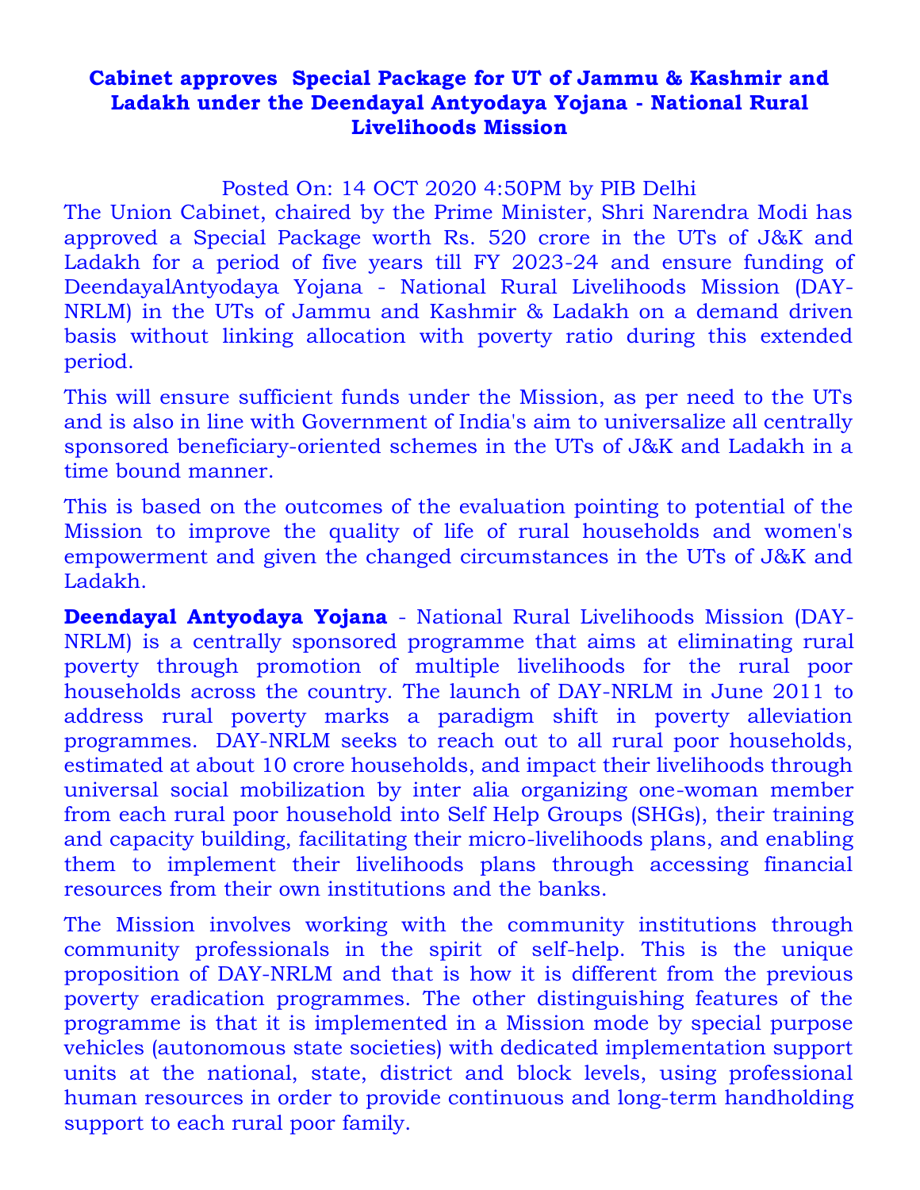# Cabinet approves Special Package for UT of Jammu & Kashmir and Ladakh under the Deendayal Antyodaya Yojana - National Rural Livelihoods Mission

Posted On: 14 OCT 2020 4:50PM by PIB Delhi

The Union Cabinet, chaired by the Prime Minister, Shri Narendra Modi has approved a Special Package worth Rs. 520 crore in the UTs of J&K and Ladakh for a period of five years till FY 2023-24 and ensure funding of DeendayalAntyodaya Yojana - National Rural Livelihoods Mission (DAY-NRLM) in the UTs of Jammu and Kashmir & Ladakh on a demand driven basis without linking allocation with poverty ratio during this extended period.

This will ensure sufficient funds under the Mission, as per need to the UTs and is also in line with Government of India's aim to universalize all centrally sponsored beneficiary-oriented schemes in the UTs of J&K and Ladakh in a time bound manner.

This is based on the outcomes of the evaluation pointing to potential of the Mission to improve the quality of life of rural households and women's empowerment and given the changed circumstances in the UTs of J&K and Ladakh.

**Deendayal Antyodaya Yojana** - National Rural Livelihoods Mission (DAY-NRLM) is a centrally sponsored programme that aims at eliminating rural poverty through promotion of multiple livelihoods for the rural poor households across the country. The launch of DAY-NRLM in June 2011 to address rural poverty marks a paradigm shift in poverty alleviation programmes. DAY-NRLM seeks to reach out to all rural poor households, estimated at about 10 crore households, and impact their livelihoods through universal social mobilization by inter alia organizing one-woman member from each rural poor household into Self Help Groups (SHGs), their training and capacity building, facilitating their micro-livelihoods plans, and enabling them to implement their livelihoods plans through accessing financial resources from their own institutions and the banks.

The Mission involves working with the community institutions through community professionals in the spirit of self-help. This is the unique proposition of DAY-NRLM and that is how it is different from the previous poverty eradication programmes. The other distinguishing features of the programme is that it is implemented in a Mission mode by special purpose vehicles (autonomous state societies) with dedicated implementation support units at the national, state, district and block levels, using professional human resources in order to provide continuous and long-term handholding support to each rural poor family.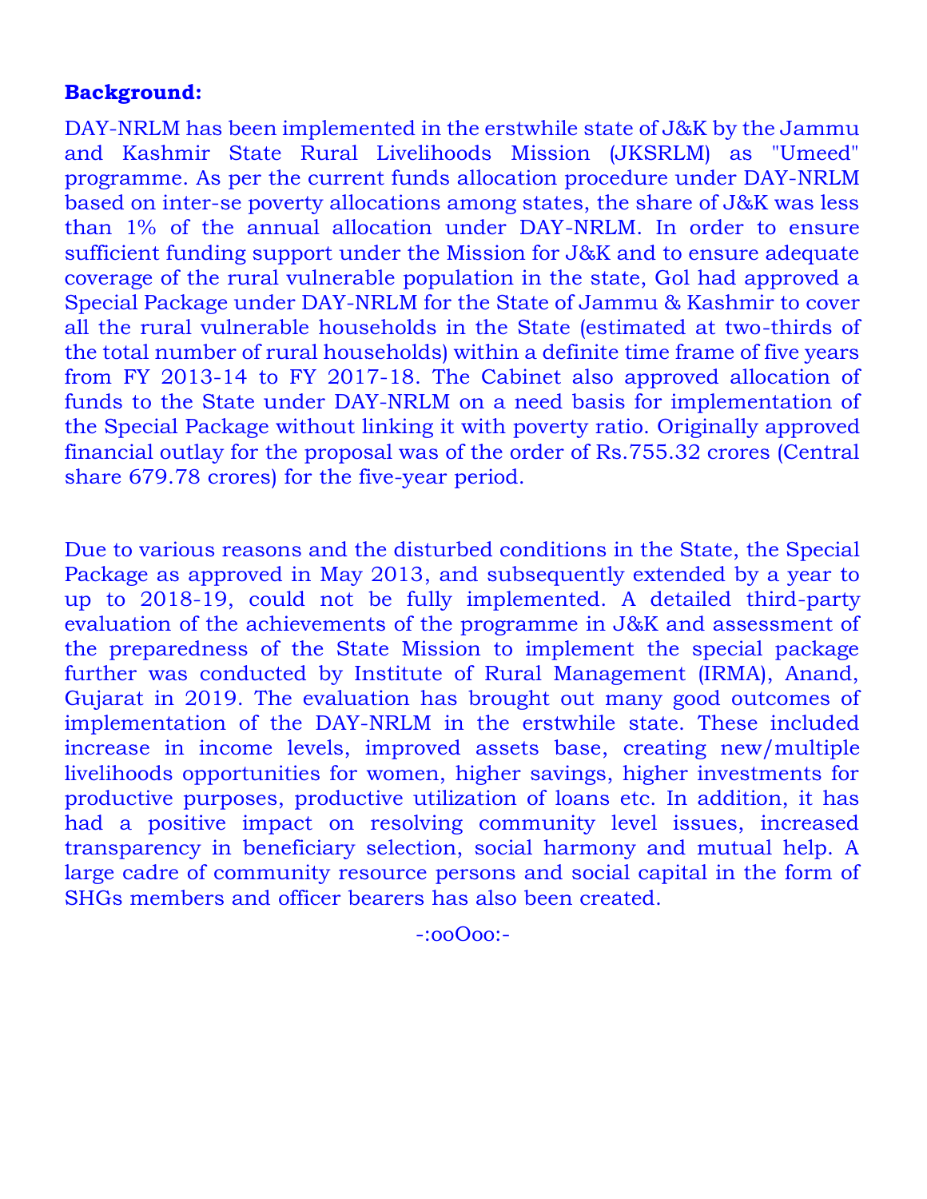**Background:**

DAY-NRLM has been implemented in the erstwhile state of J&K by the Jammu and Kashmir State Rural Livelihoods Mission (JKSRLM) as "Umeed" programme. As per the current funds allocation procedure under DAY-NRLM based on inter-se poverty allocations among states, the share of J&K was less than 1% of the annual allocation under DAY-NRLM. In order to ensure sufficient funding support under the Mission for J&K and to ensure adequate coverage of the rural vulnerable population in the state, GoI had approved a Special Package under DAY-NRLM for the State of Jammu & Kashmir to cover all the rural vulnerable households in the State (estimated at two-thirds of the total number of rural households) within a definite time frame of five years from FY 2013-14 to FY 2017-18. The Cabinet also approved allocation of funds to the State under DAY-NRLM on a need basis for implementation of the Special Package without linking it with poverty ratio. Originally approved financial outlay for the proposal was of the order of Rs.755.32 crores (Central share 679.78 crores) for the five-year period.

Due to various reasons and the disturbed conditions in the State, the Special Package as approved in May 2013, and subsequently extended by a year to up to 2018-19, could not be fully implemented. A detailed third-party evaluation of the achievements of the programme in J&K and assessment of the preparedness of the State Mission to implement the special package further was conducted by Institute of Rural Management (IRMA), Anand, Gujarat in 2019. The evaluation has brought out many good outcomes of implementation of the DAY-NRLM in the erstwhile state. These included increase in income levels, improved assets base, creating new/multiple livelihoods opportunities for women, higher savings, higher investments for productive purposes, productive utilization of loans etc. In addition, it has had a positive impact on resolving community level issues, increased transparency in beneficiary selection, social harmony and mutual help. A large cadre of community resource persons and social capital in the form of SHGs members and officer bearers has also been created.

-:ooOoo:-